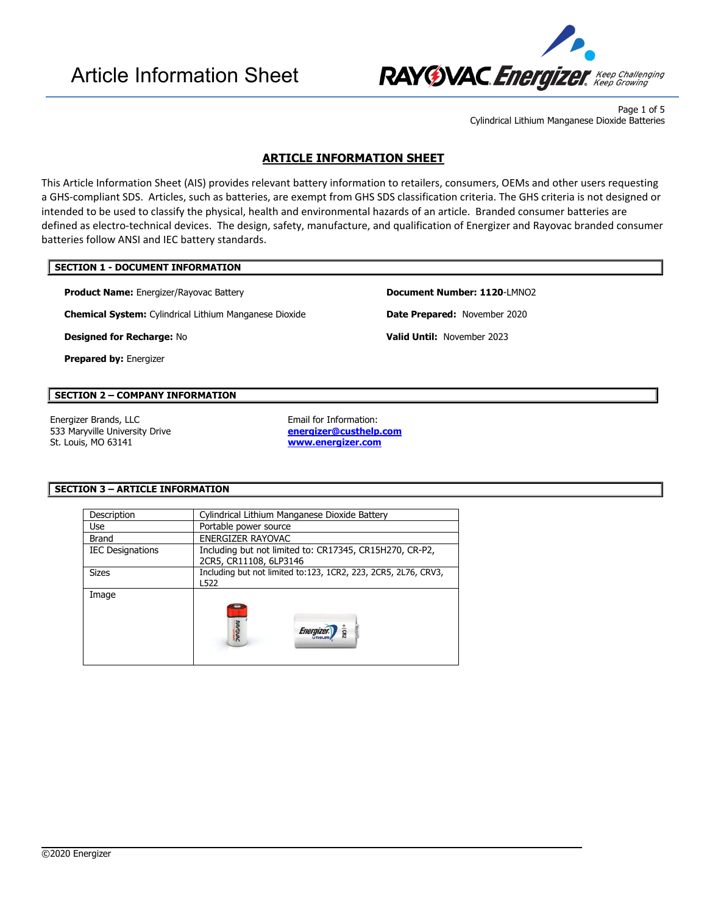# Article Information Sheet

## ARTICLE INFORMATION SHEET

This Article Information Sheet (AIS) provides relevant battery information to retailers, consumers, OEMs and other users requesting a GHS-compliant SDS. Articles, such as batteries, are exempt from GHS SDS classification criteria. The GHS criteria is not designed or intended to be used to classify the physical, health and environmental hazards of an article. Branded consumer batteries are defined as electro-technical devices. The design, safety, manufacture, and qualification of Energizer and Rayovac branded consumer batteries follow ANSI and IEC battery standards.

### SECTION 1 - DOCUMENT INFORMATION

**Product Name:** Energizer/Rayovac Battery

**Chemical System:** Cylindrical Lithium Manganese Dioxide

**Designed for Recharge:** No

**Prepared by:** Energizer

**Document Number: 1120**-LMNO2

**Date Prepared:** November 2020

**Valid Until:** November 2023

### SECTION 2 – COMPANY INFORMATION

Energizer Brands, LLC
533 Maryville University Drive
St. Louis, MO 63141

Email for Information:
**energizer@custhelp.com**
**www.energizer.com**

### SECTION 3 – ARTICLE INFORMATION

| Description | Cylindrical Lithium Manganese Dioxide Battery |
|---|---|
| Use | Portable power source |
| Brand | ENERGIZER RAYOVAC |
| IEC Designations | Including but not limited to: CR17345, CR15H270, CR-P2, 2CR5, CR11108, 6LP3146 |
| Sizes | Including but not limited to:123, 1CR2, 223, 2CR5, 2L76, CRV3, L522 |
| Image | |

©2020 Energizer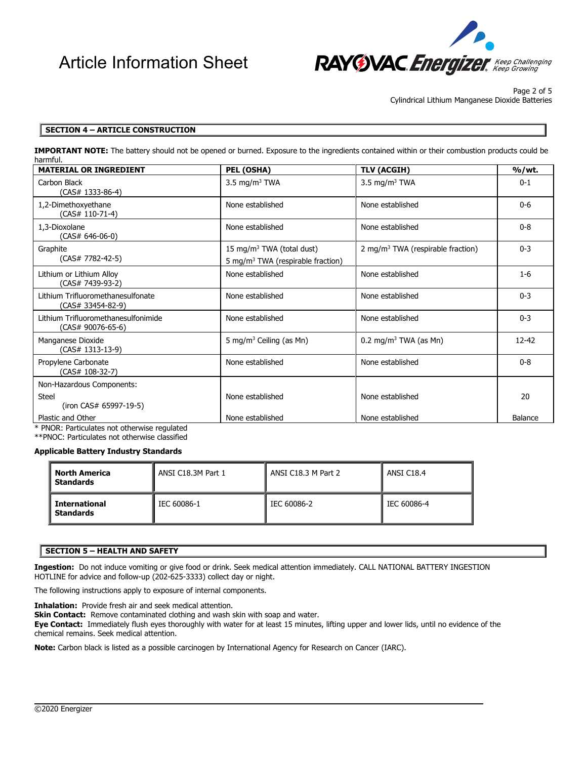## SECTION 4 – ARTICLE CONSTRUCTION

**IMPORTANT NOTE:** The battery should not be opened or burned. Exposure to the ingredients contained within or their combustion products could be harmful.

| MATERIAL OR INGREDIENT | PEL (OSHA) | TLV (ACGIH) | %/wt. |
|---|---|---|---|
| Carbon Black (CAS# 1333-86-4) | 3.5 mg/m$^3$ TWA | 3.5 mg/m$^3$ TWA | 0-1 |
| 1,2-Dimethoxyethane (CAS# 110-71-4) | None established | None established | 0-6 |
| 1,3-Dioxolane (CAS# 646-06-0) | None established | None established | 0-8 |
| Graphite (CAS# 7782-42-5) | 15 mg/m$^3$ TWA (total dust) 5 mg/m$^3$ TWA (respirable fraction) | 2 mg/m$^3$ TWA (respirable fraction) | 0-3 |
| Lithium or Lithium Alloy (CAS# 7439-93-2) | None established | None established | 1-6 |
| Lithium Trifluoromethanesulfonate (CAS# 33454-82-9) | None established | None established | 0-3 |
| Lithium Trifluoromethanesulfonimide (CAS# 90076-65-6) | None established | None established | 0-3 |
| Manganese Dioxide (CAS# 1313-13-9) | 5 mg/m$^3$ Ceiling (as Mn) | 0.2 mg/m$^3$ TWA (as Mn) | 12-42 |
| Propylene Carbonate (CAS# 108-32-7) | None established | None established | 0-8 |
| Non-Hazardous Components: | | | |
| Steel (iron CAS# 65997-19-5) | None established | None established | 20 |
| Plastic and Other | None established | None established | Balance |

\* PNOR: Particulates not otherwise regulated
\*\*PNOC: Particulates not otherwise classified

**Applicable Battery Industry Standards**

| | | | |
|---|---|---|---|
| **North America Standards** | ANSI C18.3M Part 1 | ANSI C18.3 M Part 2 | ANSI C18.4 |
| **International Standards** | IEC 60086-1 | IEC 60086-2 | IEC 60086-4 |

## SECTION 5 – HEALTH AND SAFETY

**Ingestion:** Do not induce vomiting or give food or drink. Seek medical attention immediately. CALL NATIONAL BATTERY INGESTION HOTLINE for advice and follow-up (202-625-3333) collect day or night.

The following instructions apply to exposure of internal components.

**Inhalation:** Provide fresh air and seek medical attention.
**Skin Contact:** Remove contaminated clothing and wash skin with soap and water.
**Eye Contact:** Immediately flush eyes thoroughly with water for at least 15 minutes, lifting upper and lower lids, until no evidence of the chemical remains. Seek medical attention.

**Note:** Carbon black is listed as a possible carcinogen by International Agency for Research on Cancer (IARC).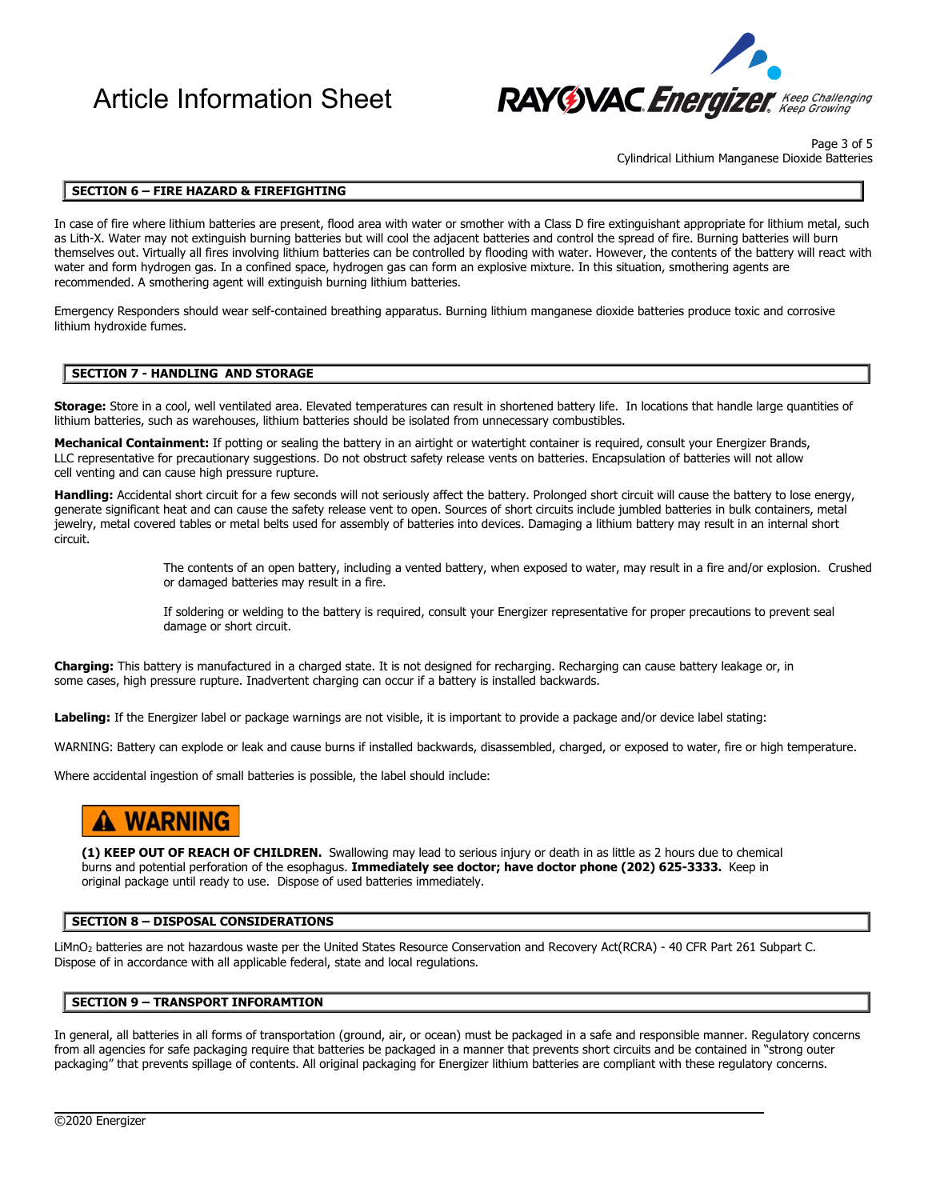## SECTION 6 – FIRE HAZARD & FIREFIGHTING

In case of fire where lithium batteries are present, flood area with water or smother with a Class D fire extinguishant appropriate for lithium metal, such as Lith-X. Water may not extinguish burning batteries but will cool the adjacent batteries and control the spread of fire. Burning batteries will burn themselves out. Virtually all fires involving lithium batteries can be controlled by flooding with water. However, the contents of the battery will react with water and form hydrogen gas. In a confined space, hydrogen gas can form an explosive mixture. In this situation, smothering agents are recommended. A smothering agent will extinguish burning lithium batteries.

Emergency Responders should wear self-contained breathing apparatus. Burning lithium manganese dioxide batteries produce toxic and corrosive lithium hydroxide fumes.

## SECTION 7 - HANDLING AND STORAGE

**Storage:** Store in a cool, well ventilated area. Elevated temperatures can result in shortened battery life. In locations that handle large quantities of lithium batteries, such as warehouses, lithium batteries should be isolated from unnecessary combustibles.

**Mechanical Containment:** If potting or sealing the battery in an airtight or watertight container is required, consult your Energizer Brands, LLC representative for precautionary suggestions. Do not obstruct safety release vents on batteries. Encapsulation of batteries will not allow cell venting and can cause high pressure rupture.

**Handling:** Accidental short circuit for a few seconds will not seriously affect the battery. Prolonged short circuit will cause the battery to lose energy, generate significant heat and can cause the safety release vent to open. Sources of short circuits include jumbled batteries in bulk containers, metal jewelry, metal covered tables or metal belts used for assembly of batteries into devices. Damaging a lithium battery may result in an internal short circuit.

The contents of an open battery, including a vented battery, when exposed to water, may result in a fire and/or explosion. Crushed or damaged batteries may result in a fire.

If soldering or welding to the battery is required, consult your Energizer representative for proper precautions to prevent seal damage or short circuit.

**Charging:** This battery is manufactured in a charged state. It is not designed for recharging. Recharging can cause battery leakage or, in some cases, high pressure rupture. Inadvertent charging can occur if a battery is installed backwards.

**Labeling:** If the Energizer label or package warnings are not visible, it is important to provide a package and/or device label stating:

WARNING: Battery can explode or leak and cause burns if installed backwards, disassembled, charged, or exposed to water, fire or high temperature.

Where accidental ingestion of small batteries is possible, the label should include:

**⚠ WARNING**

**(1) KEEP OUT OF REACH OF CHILDREN.** Swallowing may lead to serious injury or death in as little as 2 hours due to chemical burns and potential perforation of the esophagus. **Immediately see doctor; have doctor phone (202) 625-3333.** Keep in original package until ready to use. Dispose of used batteries immediately.

## SECTION 8 – DISPOSAL CONSIDERATIONS

$LiMnO_2$ batteries are not hazardous waste per the United States Resource Conservation and Recovery Act(RCRA) - 40 CFR Part 261 Subpart C. Dispose of in accordance with all applicable federal, state and local regulations.

## SECTION 9 – TRANSPORT INFORAMTION

In general, all batteries in all forms of transportation (ground, air, or ocean) must be packaged in a safe and responsible manner. Regulatory concerns from all agencies for safe packaging require that batteries be packaged in a manner that prevents short circuits and be contained in "strong outer packaging" that prevents spillage of contents. All original packaging for Energizer lithium batteries are compliant with these regulatory concerns.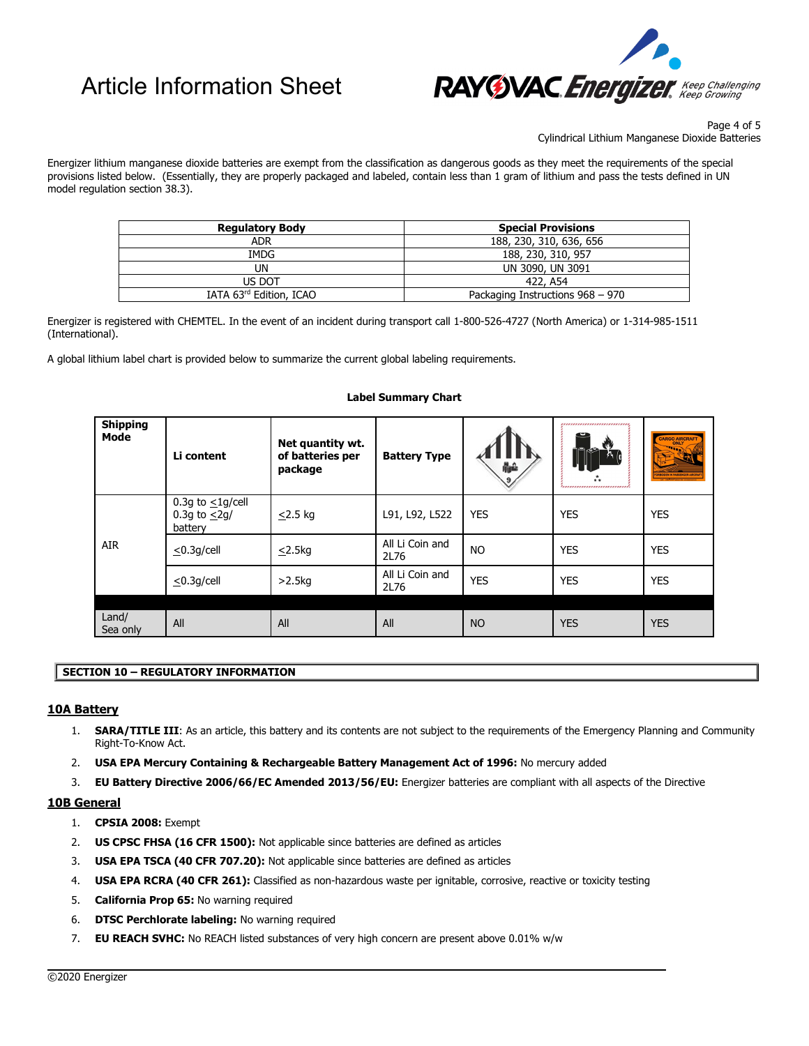Energizer lithium manganese dioxide batteries are exempt from the classification as dangerous goods as they meet the requirements of the special provisions listed below. (Essentially, they are properly packaged and labeled, contain less than 1 gram of lithium and pass the tests defined in UN model regulation section 38.3).

| Regulatory Body | Special Provisions |
|---|---|
| ADR | 188, 230, 310, 636, 656 |
| IMDG | 188, 230, 310, 957 |
| UN | UN 3090, UN 3091 |
| US DOT | 422, A54 |
| IATA 63rd Edition, ICAO | Packaging Instructions 968 – 970 |

Energizer is registered with CHEMTEL. In the event of an incident during transport call 1-800-526-4727 (North America) or 1-314-985-1511 (International).

A global lithium label chart is provided below to summarize the current global labeling requirements.

**Label Summary Chart**

| Shipping Mode | Li content | Net quantity wt. of batteries per package | Battery Type | Class 9 label | Lithium battery mark | Cargo Aircraft Only label |
|---|---|---|---|---|---|---|
| AIR | 0.3g to ≤1g/cell 0.3g to ≤2g/ battery | ≤2.5 kg | L91, L92, L522 | YES | YES | YES |
| AIR | ≤0.3g/cell | ≤2.5kg | All Li Coin and 2L76 | NO | YES | YES |
| AIR | ≤0.3g/cell | >2.5kg | All Li Coin and 2L76 | YES | YES | YES |
| Land/ Sea only | All | All | All | NO | YES | YES |

## SECTION 10 – REGULATORY INFORMATION

### 10A Battery

1. **SARA/TITLE III**: As an article, this battery and its contents are not subject to the requirements of the Emergency Planning and Community Right-To-Know Act.
2. **USA EPA Mercury Containing & Rechargeable Battery Management Act of 1996:** No mercury added
3. **EU Battery Directive 2006/66/EC Amended 2013/56/EU:** Energizer batteries are compliant with all aspects of the Directive

### 10B General

1. **CPSIA 2008:** Exempt
2. **US CPSC FHSA (16 CFR 1500):** Not applicable since batteries are defined as articles
3. **USA EPA TSCA (40 CFR 707.20):** Not applicable since batteries are defined as articles
4. **USA EPA RCRA (40 CFR 261):** Classified as non-hazardous waste per ignitable, corrosive, reactive or toxicity testing
5. **California Prop 65:** No warning required
6. **DTSC Perchlorate labeling:** No warning required
7. **EU REACH SVHC:** No REACH listed substances of very high concern are present above 0.01% w/w

©2020 Energizer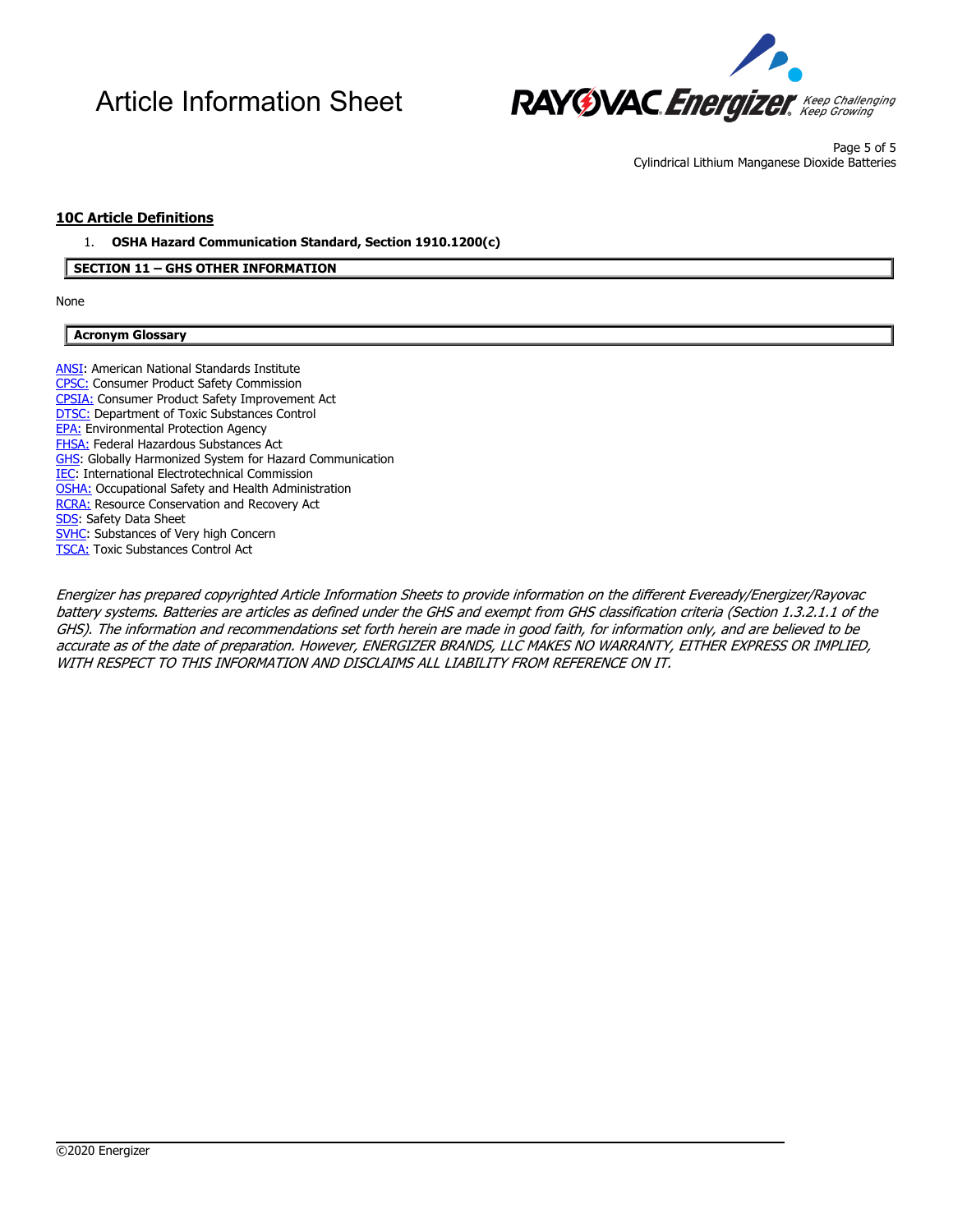## 10C Article Definitions

1. **OSHA Hazard Communication Standard, Section 1910.1200(c)**

### SECTION 11 – GHS OTHER INFORMATION

None

### Acronym Glossary

ANSI: American National Standards Institute
CPSC: Consumer Product Safety Commission
CPSIA: Consumer Product Safety Improvement Act
DTSC: Department of Toxic Substances Control
EPA: Environmental Protection Agency
FHSA: Federal Hazardous Substances Act
GHS: Globally Harmonized System for Hazard Communication
IEC: International Electrotechnical Commission
OSHA: Occupational Safety and Health Administration
RCRA: Resource Conservation and Recovery Act
SDS: Safety Data Sheet
SVHC: Substances of Very high Concern
TSCA: Toxic Substances Control Act

*Energizer has prepared copyrighted Article Information Sheets to provide information on the different Eveready/Energizer/Rayovac battery systems. Batteries are articles as defined under the GHS and exempt from GHS classification criteria (Section 1.3.2.1.1 of the GHS). The information and recommendations set forth herein are made in good faith, for information only, and are believed to be accurate as of the date of preparation. However, ENERGIZER BRANDS, LLC MAKES NO WARRANTY, EITHER EXPRESS OR IMPLIED, WITH RESPECT TO THIS INFORMATION AND DISCLAIMS ALL LIABILITY FROM REFERENCE ON IT.*

©2020 Energizer